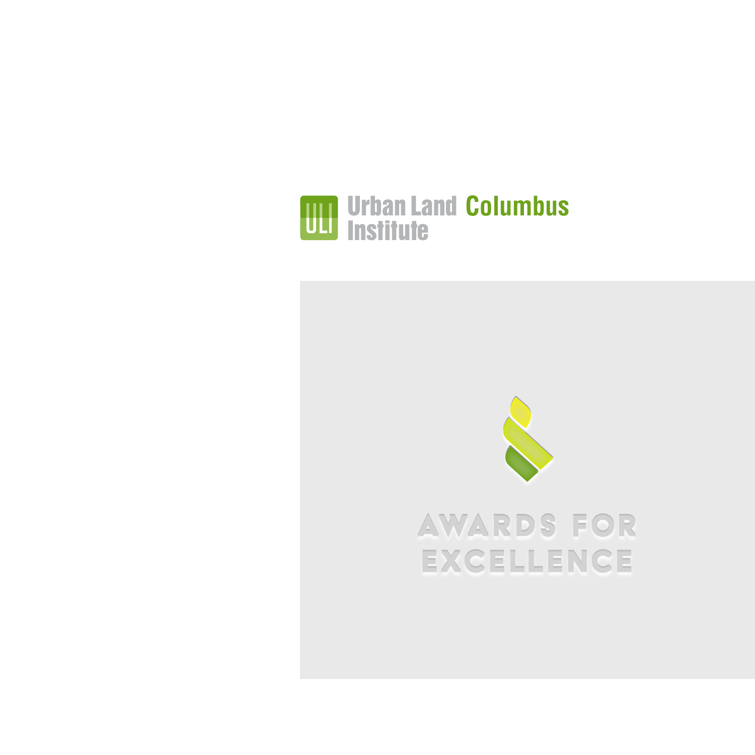ULI Urban Land Institute Columbus

# AWARDS FOR EXCELLENCE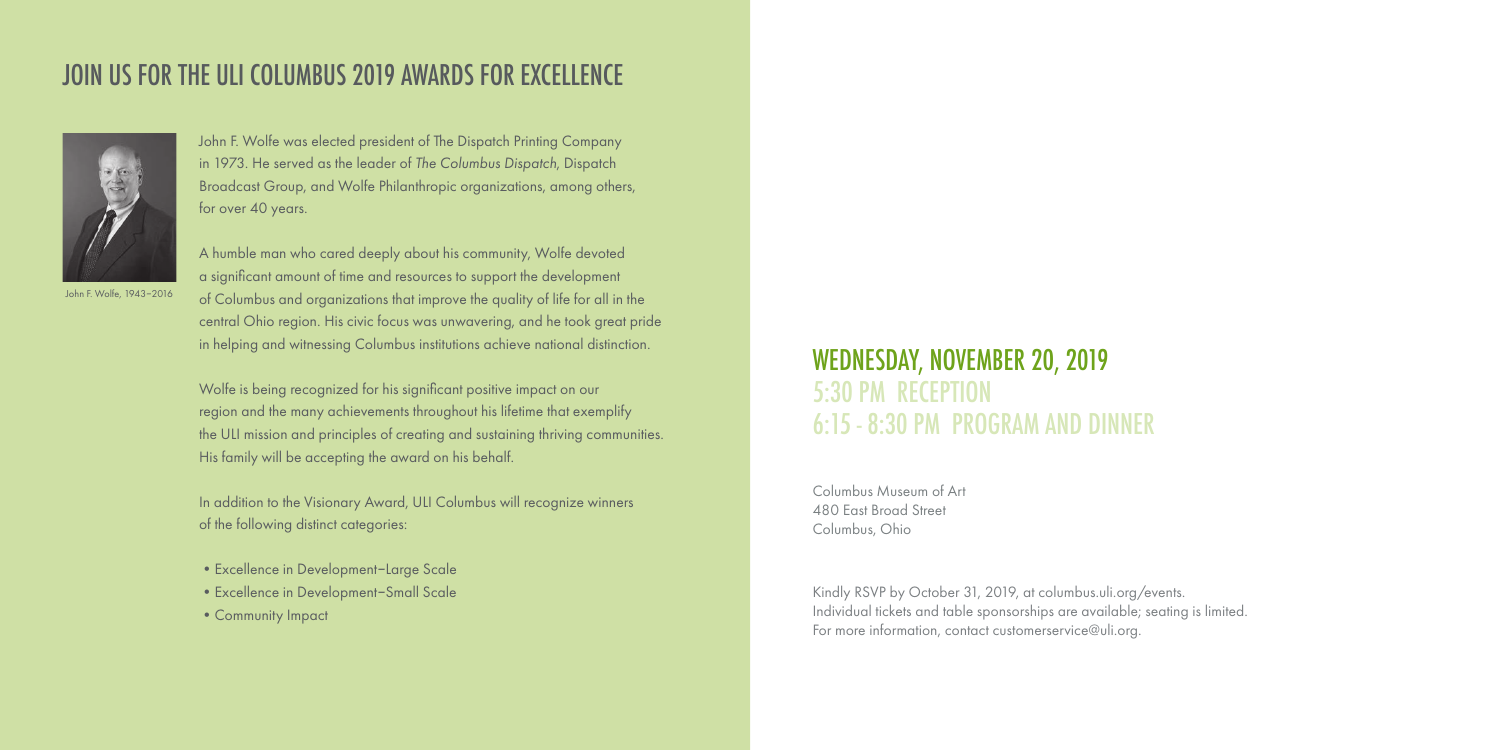## JOIN US FOR THE ULI COLUMBUS 2019 AWARDS FOR EXCELLENCE

John F. Wolfe, 1943–2016

John F. Wolfe was elected president of The Dispatch Printing Company in 1973. He served as the leader of *The Columbus Dispatch*, Dispatch Broadcast Group, and Wolfe Philanthropic organizations, among others, for over 40 years.

A humble man who cared deeply about his community, Wolfe devoted a significant amount of time and resources to support the development of Columbus and organizations that improve the quality of life for all in the central Ohio region. His civic focus was unwavering, and he took great pride in helping and witnessing Columbus institutions achieve national distinction.

Wolfe is being recognized for his significant positive impact on our region and the many achievements throughout his lifetime that exemplify the ULI mission and principles of creating and sustaining thriving communities. His family will be accepting the award on his behalf.

In addition to the Visionary Award, ULI Columbus will recognize winners of the following distinct categories:

- Excellence in Development–Large Scale
- Excellence in Development–Small Scale
- Community Impact

## WEDNESDAY, NOVEMBER 20, 2019
### 5:30 PM RECEPTION
### 6:15 - 8:30 PM PROGRAM AND DINNER

Columbus Museum of Art
480 East Broad Street
Columbus, Ohio

Kindly RSVP by October 31, 2019, at columbus.uli.org/events.
Individual tickets and table sponsorships are available; seating is limited.
For more information, contact customerservice@uli.org.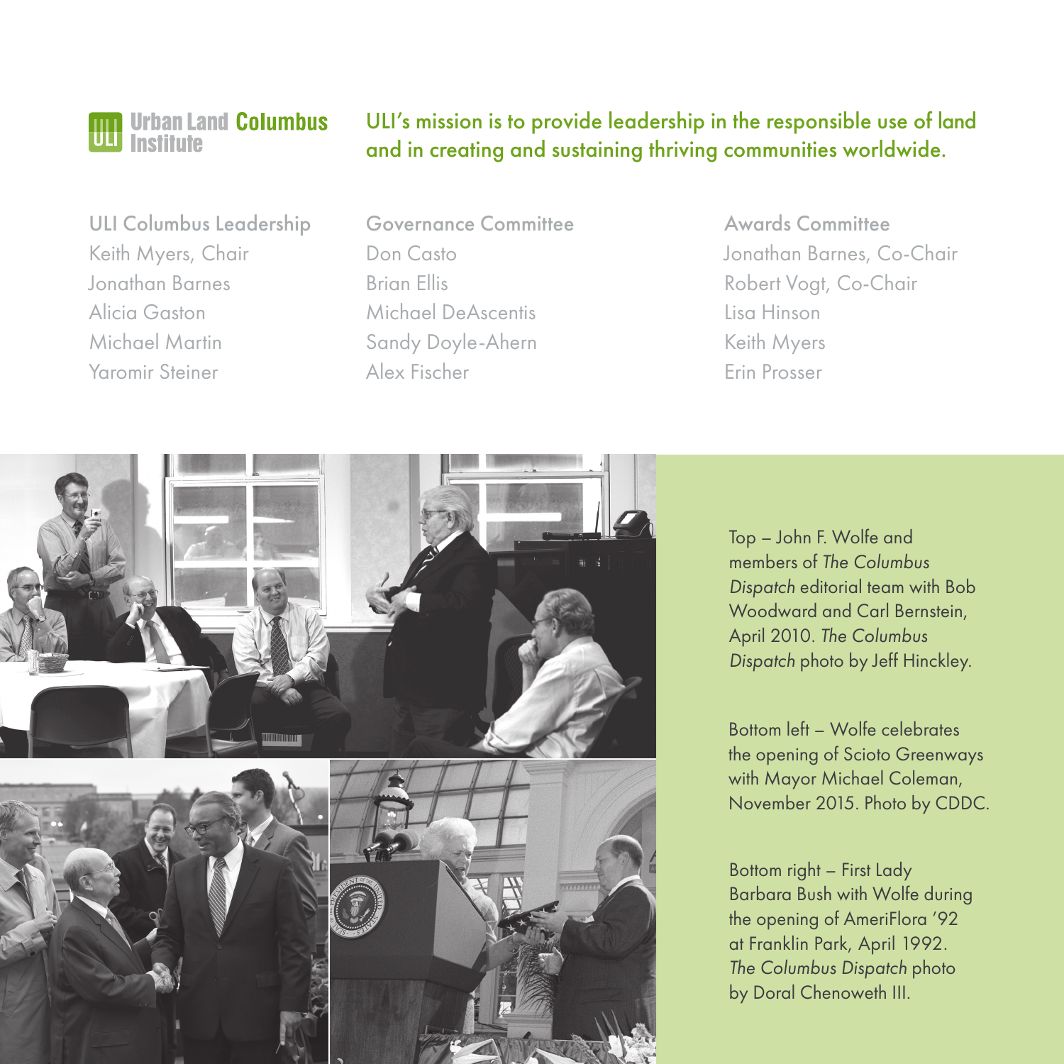Urban Land Institute Columbus

ULI's mission is to provide leadership in the responsible use of land and in creating and sustaining thriving communities worldwide.

**ULI Columbus Leadership**
Keith Myers, Chair
Jonathan Barnes
Alicia Gaston
Michael Martin
Yaromir Steiner

**Governance Committee**
Don Casto
Brian Ellis
Michael DeAscentis
Sandy Doyle-Ahern
Alex Fischer

**Awards Committee**
Jonathan Barnes, Co-Chair
Robert Vogt, Co-Chair
Lisa Hinson
Keith Myers
Erin Prosser

Top – John F. Wolfe and members of *The Columbus Dispatch* editorial team with Bob Woodward and Carl Bernstein, April 2010. *The Columbus Dispatch* photo by Jeff Hinckley.

Bottom left – Wolfe celebrates the opening of Scioto Greenways with Mayor Michael Coleman, November 2015. Photo by CDDC.

Bottom right – First Lady Barbara Bush with Wolfe during the opening of AmeriFlora '92 at Franklin Park, April 1992. *The Columbus Dispatch* photo by Doral Chenoweth III.